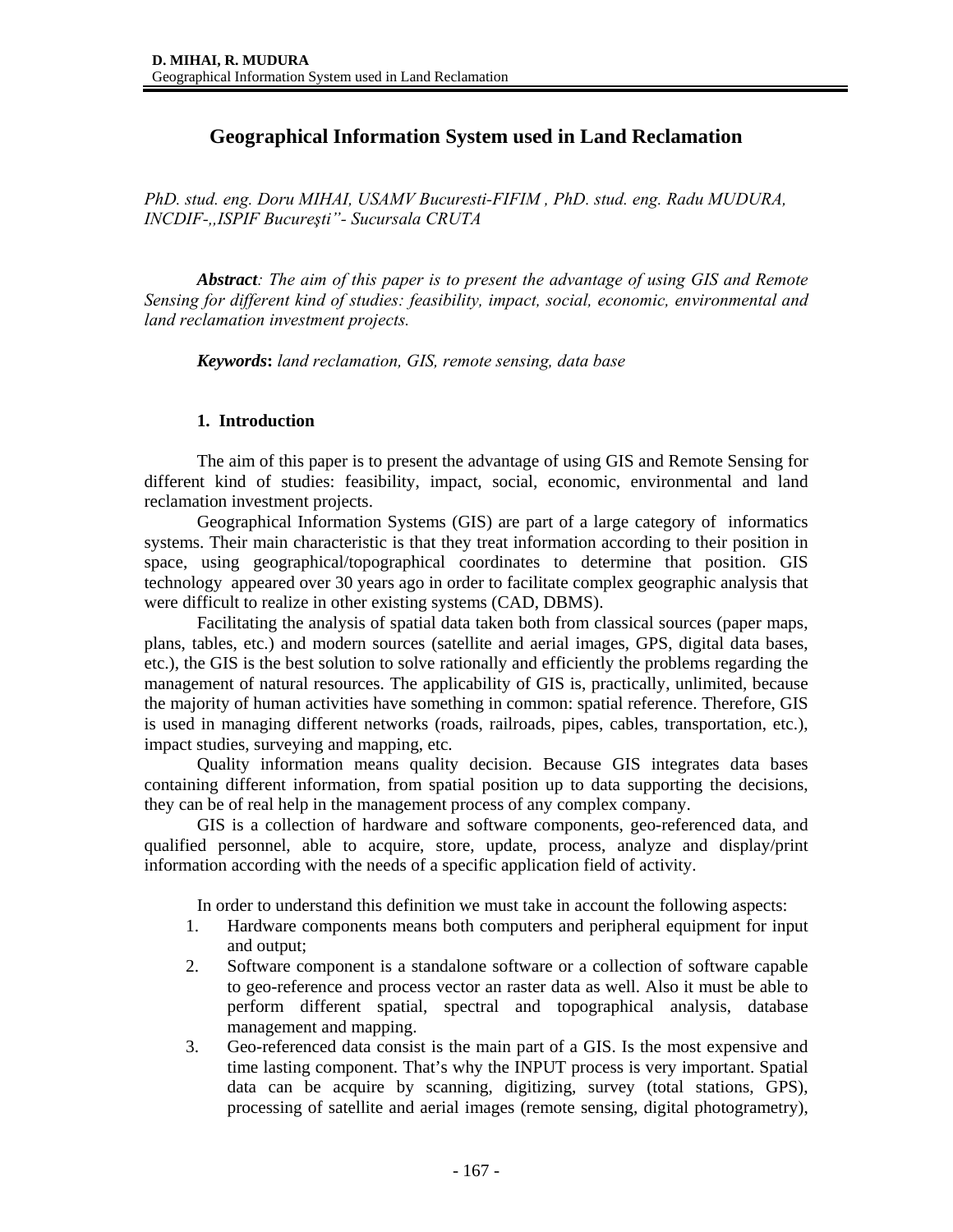# Geographical Information System used in Land Reclamation

*PhD. stud. eng. Doru MIHAI, USAMV Bucuresti-FIFIM , PhD. stud. eng. Radu MUDURA, INCDIF-„ISPIF Bucureşti"- Sucursala CRUTA*

***Abstract**: The aim of this paper is to present the advantage of using GIS and Remote Sensing for different kind of studies: feasibility, impact, social, economic, environmental and land reclamation investment projects.*

***Keywords**: land reclamation, GIS, remote sensing, data base*

## 1. Introduction

The aim of this paper is to present the advantage of using GIS and Remote Sensing for different kind of studies: feasibility, impact, social, economic, environmental and land reclamation investment projects.

Geographical Information Systems (GIS) are part of a large category of informatics systems. Their main characteristic is that they treat information according to their position in space, using geographical/topographical coordinates to determine that position. GIS technology appeared over 30 years ago in order to facilitate complex geographic analysis that were difficult to realize in other existing systems (CAD, DBMS).

Facilitating the analysis of spatial data taken both from classical sources (paper maps, plans, tables, etc.) and modern sources (satellite and aerial images, GPS, digital data bases, etc.), the GIS is the best solution to solve rationally and efficiently the problems regarding the management of natural resources. The applicability of GIS is, practically, unlimited, because the majority of human activities have something in common: spatial reference. Therefore, GIS is used in managing different networks (roads, railroads, pipes, cables, transportation, etc.), impact studies, surveying and mapping, etc.

Quality information means quality decision. Because GIS integrates data bases containing different information, from spatial position up to data supporting the decisions, they can be of real help in the management process of any complex company.

GIS is a collection of hardware and software components, geo-referenced data, and qualified personnel, able to acquire, store, update, process, analyze and display/print information according with the needs of a specific application field of activity.

In order to understand this definition we must take in account the following aspects:

1. Hardware components means both computers and peripheral equipment for input and output;
2. Software component is a standalone software or a collection of software capable to geo-reference and process vector an raster data as well. Also it must be able to perform different spatial, spectral and topographical analysis, database management and mapping.
3. Geo-referenced data consist is the main part of a GIS. Is the most expensive and time lasting component. That's why the INPUT process is very important. Spatial data can be acquire by scanning, digitizing, survey (total stations, GPS), processing of satellite and aerial images (remote sensing, digital photogrametry),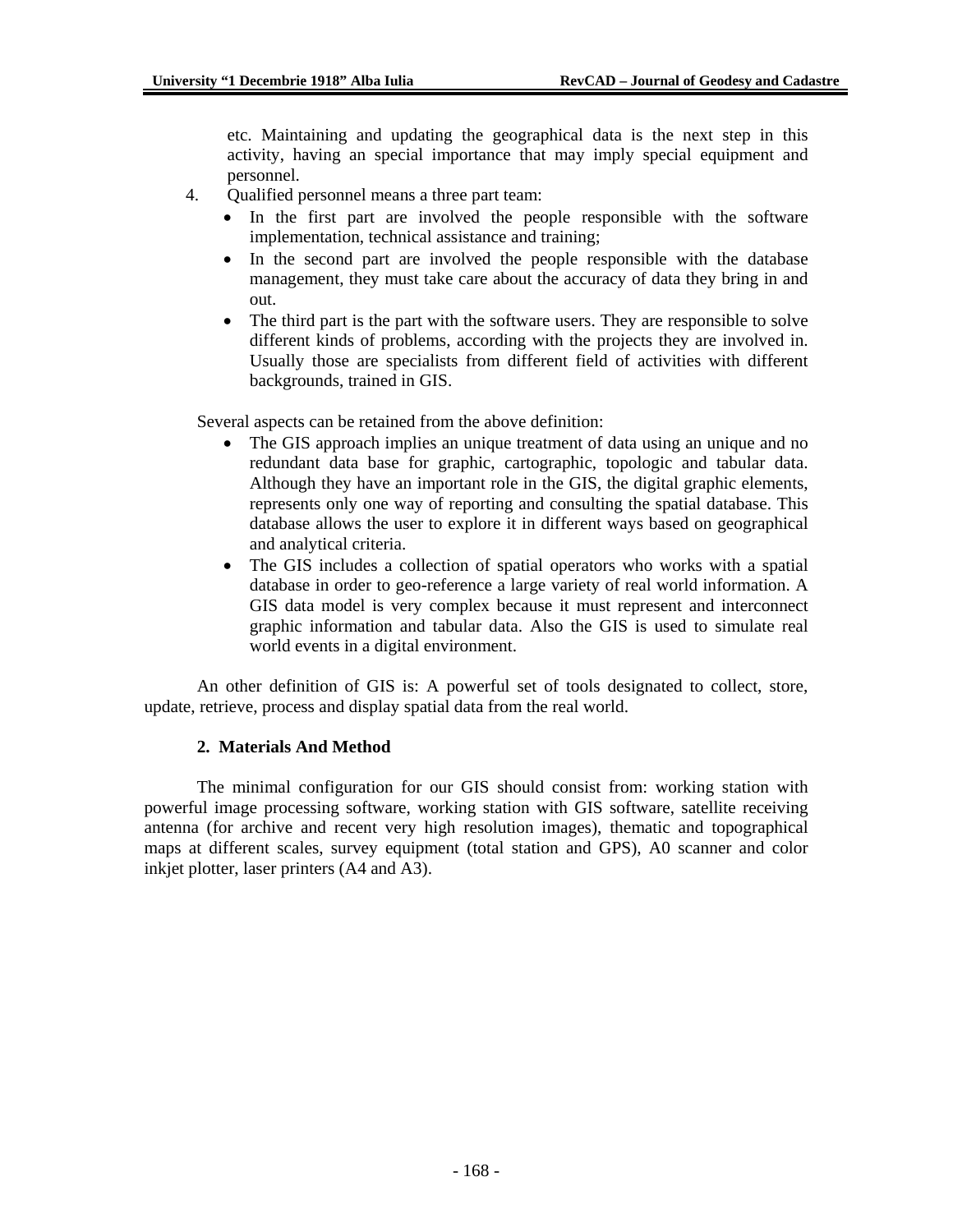etc. Maintaining and updating the geographical data is the next step in this activity, having an special importance that may imply special equipment and personnel.

4. Qualified personnel means a three part team:
   - In the first part are involved the people responsible with the software implementation, technical assistance and training;
   - In the second part are involved the people responsible with the database management, they must take care about the accuracy of data they bring in and out.
   - The third part is the part with the software users. They are responsible to solve different kinds of problems, according with the projects they are involved in. Usually those are specialists from different field of activities with different backgrounds, trained in GIS.

Several aspects can be retained from the above definition:

- The GIS approach implies an unique treatment of data using an unique and no redundant data base for graphic, cartographic, topologic and tabular data. Although they have an important role in the GIS, the digital graphic elements, represents only one way of reporting and consulting the spatial database. This database allows the user to explore it in different ways based on geographical and analytical criteria.
- The GIS includes a collection of spatial operators who works with a spatial database in order to geo-reference a large variety of real world information. A GIS data model is very complex because it must represent and interconnect graphic information and tabular data. Also the GIS is used to simulate real world events in a digital environment.

An other definition of GIS is: A powerful set of tools designated to collect, store, update, retrieve, process and display spatial data from the real world.

## 2. Materials And Method

The minimal configuration for our GIS should consist from: working station with powerful image processing software, working station with GIS software, satellite receiving antenna (for archive and recent very high resolution images), thematic and topographical maps at different scales, survey equipment (total station and GPS), A0 scanner and color inkjet plotter, laser printers (A4 and A3).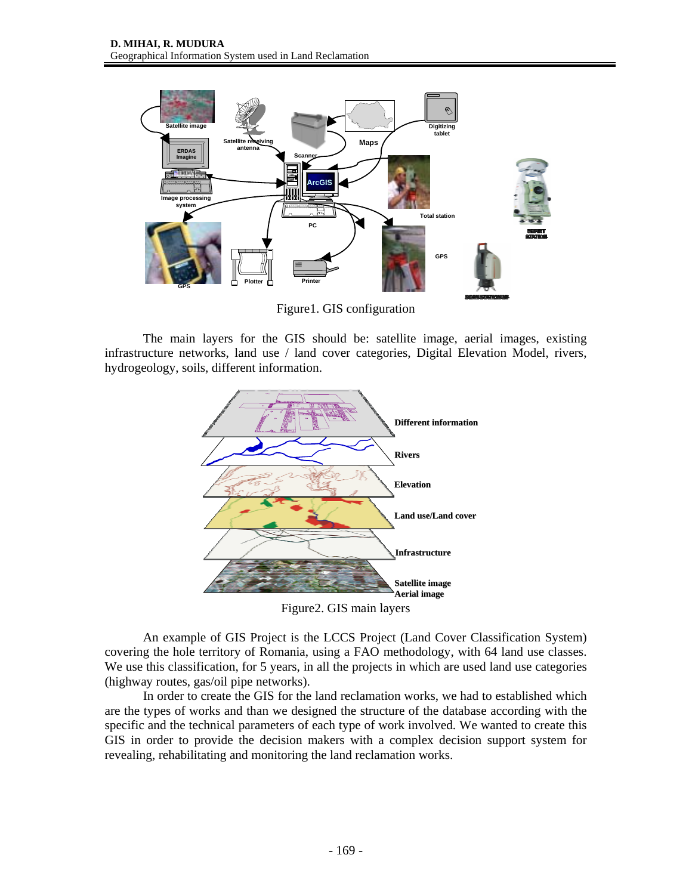Figure1. GIS configuration

The main layers for the GIS should be: satellite image, aerial images, existing infrastructure networks, land use / land cover categories, Digital Elevation Model, rivers, hydrogeology, soils, different information.

Figure2. GIS main layers

An example of GIS Project is the LCCS Project (Land Cover Classification System) covering the hole territory of Romania, using a FAO methodology, with 64 land use classes. We use this classification, for 5 years, in all the projects in which are used land use categories (highway routes, gas/oil pipe networks).

In order to create the GIS for the land reclamation works, we had to established which are the types of works and than we designed the structure of the database according with the specific and the technical parameters of each type of work involved. We wanted to create this GIS in order to provide the decision makers with a complex decision support system for revealing, rehabilitating and monitoring the land reclamation works.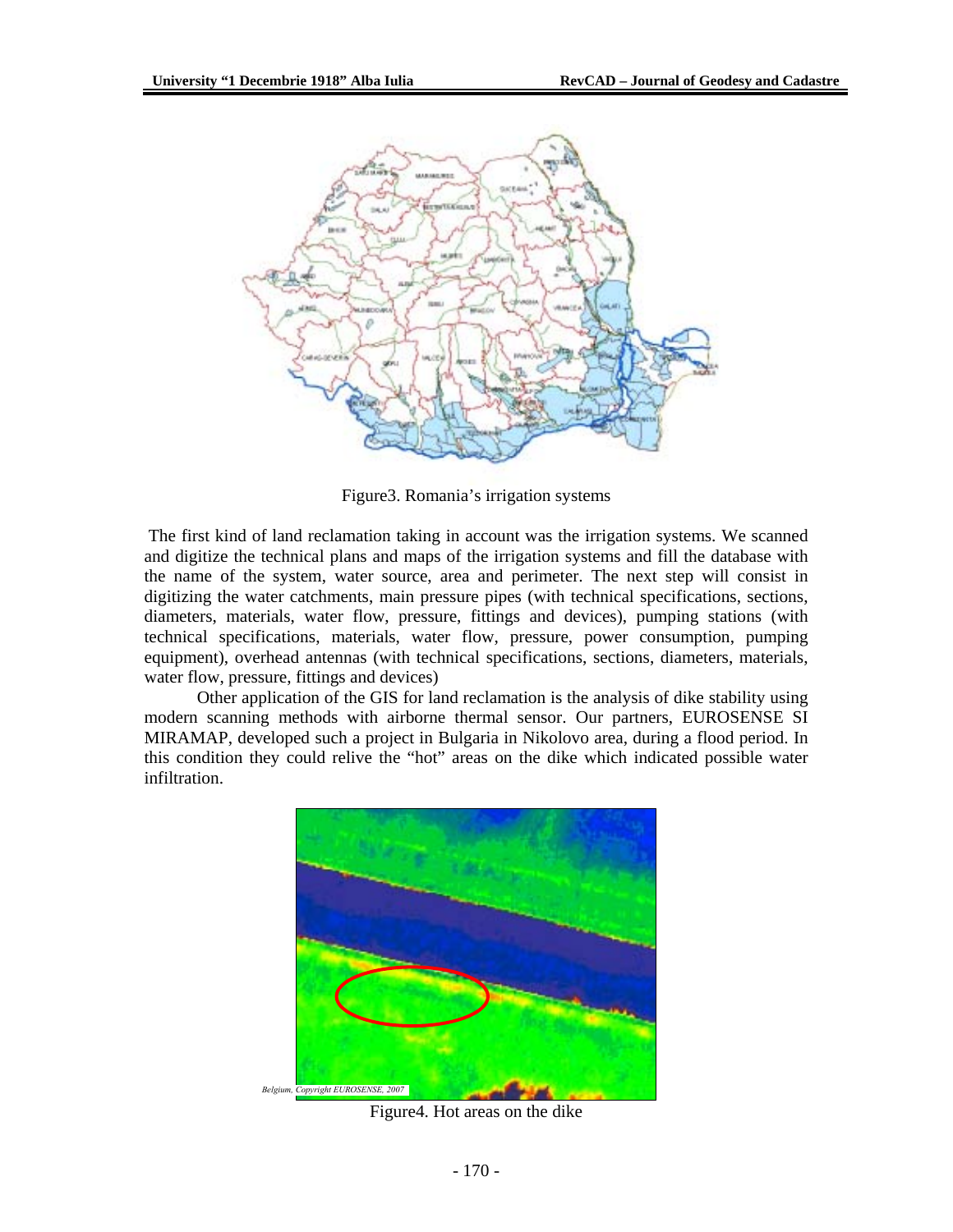Figure3. Romania's irrigation systems

The first kind of land reclamation taking in account was the irrigation systems. We scanned and digitize the technical plans and maps of the irrigation systems and fill the database with the name of the system, water source, area and perimeter. The next step will consist in digitizing the water catchments, main pressure pipes (with technical specifications, sections, diameters, materials, water flow, pressure, fittings and devices), pumping stations (with technical specifications, materials, water flow, pressure, power consumption, pumping equipment), overhead antennas (with technical specifications, sections, diameters, materials, water flow, pressure, fittings and devices)

Other application of the GIS for land reclamation is the analysis of dike stability using modern scanning methods with airborne thermal sensor. Our partners, EUROSENSE SI MIRAMAP, developed such a project in Bulgaria in Nikolovo area, during a flood period. In this condition they could relive the "hot" areas on the dike which indicated possible water infiltration.

*Belgium, Copyright EUROSENSE, 2007*

Figure4. Hot areas on the dike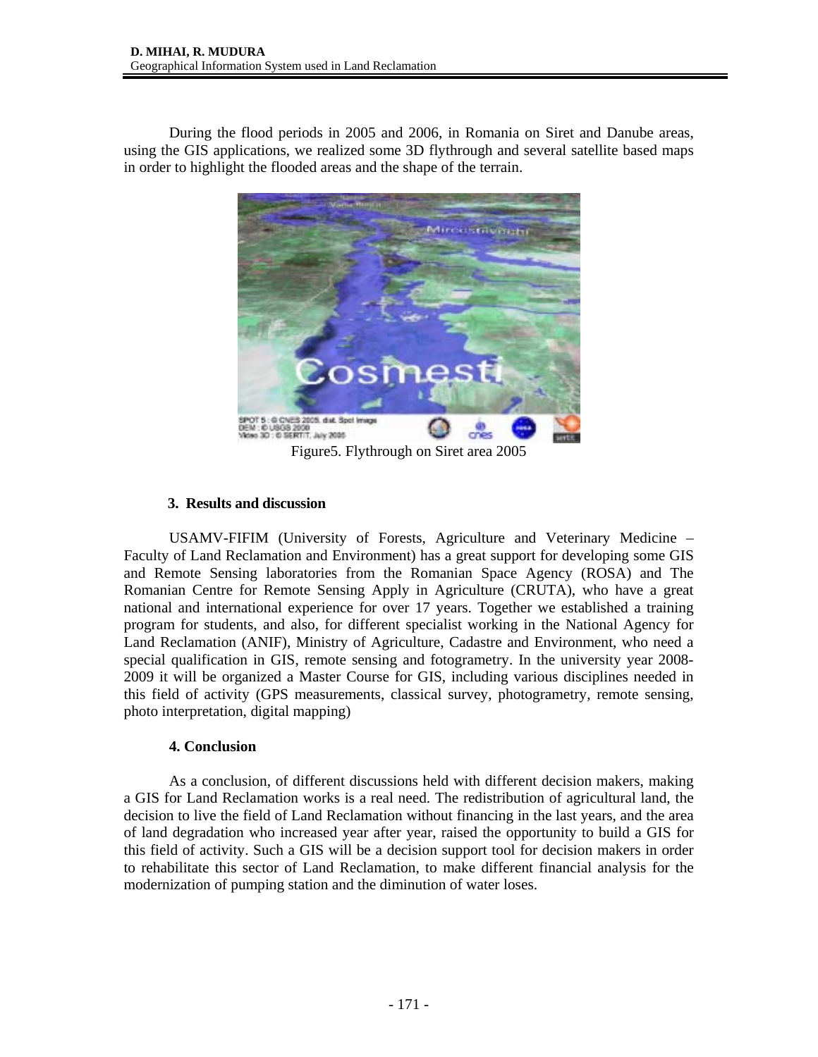During the flood periods in 2005 and 2006, in Romania on Siret and Danube areas, using the GIS applications, we realized some 3D flythrough and several satellite based maps in order to highlight the flooded areas and the shape of the terrain.

Figure5. Flythrough on Siret area 2005

## 3. Results and discussion

USAMV-FIFIM (University of Forests, Agriculture and Veterinary Medicine – Faculty of Land Reclamation and Environment) has a great support for developing some GIS and Remote Sensing laboratories from the Romanian Space Agency (ROSA) and The Romanian Centre for Remote Sensing Apply in Agriculture (CRUTA), who have a great national and international experience for over 17 years. Together we established a training program for students, and also, for different specialist working in the National Agency for Land Reclamation (ANIF), Ministry of Agriculture, Cadastre and Environment, who need a special qualification in GIS, remote sensing and fotogrametry. In the university year 2008-2009 it will be organized a Master Course for GIS, including various disciplines needed in this field of activity (GPS measurements, classical survey, photogrametry, remote sensing, photo interpretation, digital mapping)

## 4. Conclusion

As a conclusion, of different discussions held with different decision makers, making a GIS for Land Reclamation works is a real need. The redistribution of agricultural land, the decision to live the field of Land Reclamation without financing in the last years, and the area of land degradation who increased year after year, raised the opportunity to build a GIS for this field of activity. Such a GIS will be a decision support tool for decision makers in order to rehabilitate this sector of Land Reclamation, to make different financial analysis for the modernization of pumping station and the diminution of water loses.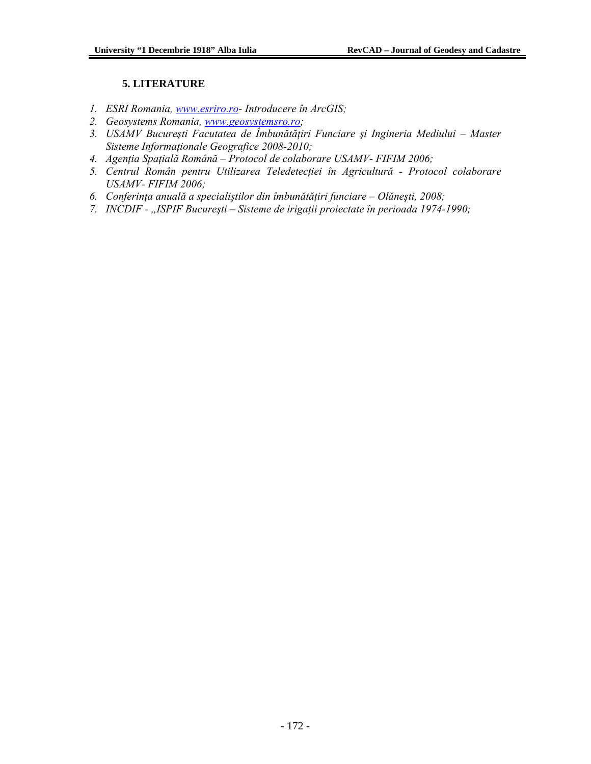## 5. LITERATURE

1. *ESRI Romania, [www.esriro.ro](www.esriro.ro)- Introducere în ArcGIS;*
2. *Geosystems Romania, [www.geosystemsro.ro](www.geosystemsro.ro);*
3. *USAMV Bucureşti Facutatea de Îmbunătățiri Funciare şi Ingineria Mediului – Master Sisteme Informaționale Geografice 2008-2010;*
4. *Agenția Spațială Română – Protocol de colaborare USAMV- FIFIM 2006;*
5. *Centrul Român pentru Utilizarea Teledetecției în Agricultură - Protocol colaborare USAMV- FIFIM 2006;*
6. *Conferința anuală a specialiştilor din îmbunătățiri funciare – Olăneşti, 2008;*
7. *INCDIF - ,,ISPIF Bucureşti – Sisteme de irigații proiectate în perioada 1974-1990;*